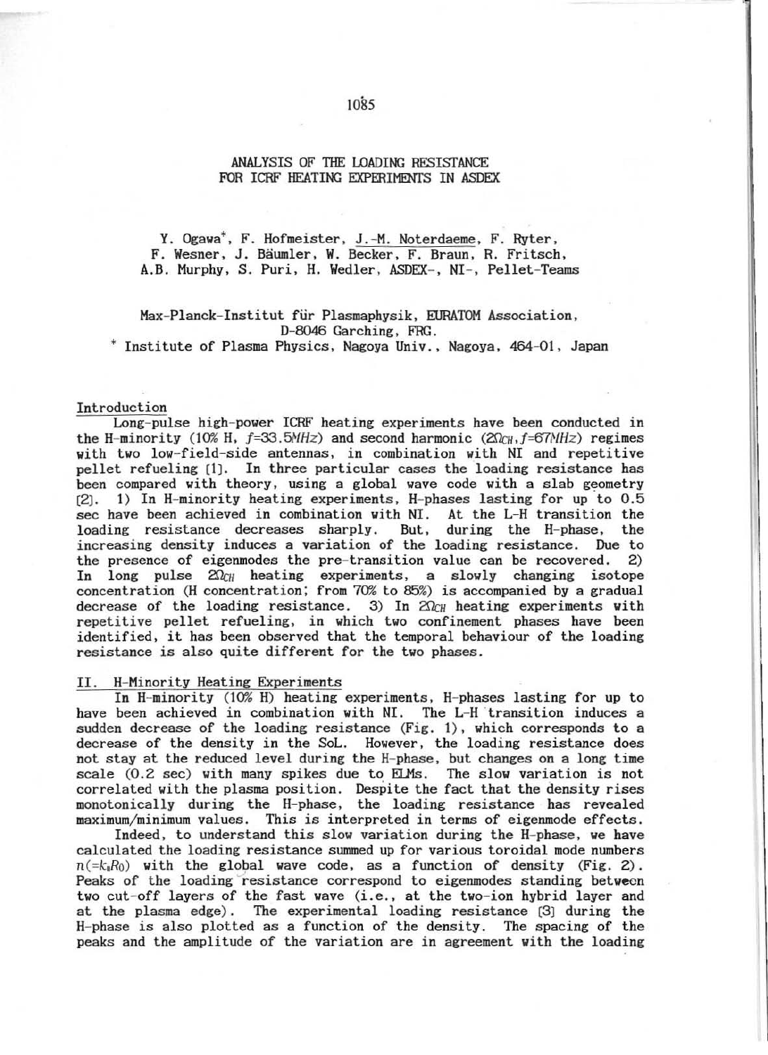# ANALYSIS OF THE LOADING RESISTANCE FOR ICRF HEATING EXPERIMENTS IN ASDEX

Y. Ogawa*, F. Hofmeister, J.-M. Noterdaeme, F. Ryter, F. Wesner, J. Bäumler, W. Becker, F. Braun, R. Fritsch, A.B. Murphy, S. Puri, H. Wedler, ASDEX-, NI-, Pellet-Teams

Max-Planck-Institut für Plasmaphysik, EURATOM Association, D-8046 Garching, FRG.

* Institute of Plasma Physics, Nagoya Univ., Nagoya, 464-01, Japan

## Introduction

Long-pulse high-power ICRF heating experiments have been conducted in the H-minority (10% H, $f$=33.5$MHz$) and second harmonic ($2\Omega_{CH}$,$f$=67$MHz$) regimes with two low-field-side antennas, in combination with NI and repetitive pellet refueling [1]. In three particular cases the loading resistance has been compared with theory, using a global wave code with a slab geometry [2]. 1) In H-minority heating experiments, H-phases lasting for up to 0.5 sec have been achieved in combination with NI. At the L-H transition the loading resistance decreases sharply. But, during the H-phase, the increasing density induces a variation of the loading resistance. Due to the presence of eigenmodes the pre-transition value can be recovered. 2) In long pulse $2\Omega_{CH}$ heating experiments, a slowly changing isotope concentration (H concentration; from 70% to 85%) is accompanied by a gradual decrease of the loading resistance. 3) In $2\Omega_{CH}$ heating experiments with repetitive pellet refueling, in which two confinement phases have been identified, it has been observed that the temporal behaviour of the loading resistance is also quite different for the two phases.

## II. H-Minority Heating Experiments

In H-minority (10% H) heating experiments, H-phases lasting for up to have been achieved in combination with NI. The L-H transition induces a sudden decrease of the loading resistance (Fig. 1), which corresponds to a decrease of the density in the SoL. However, the loading resistance does not stay at the reduced level during the H-phase, but changes on a long time scale (0.2 sec) with many spikes due to ELMs. The slow variation is not correlated with the plasma position. Despite the fact that the density rises monotonically during the H-phase, the loading resistance has revealed maximum/minimum values. This is interpreted in terms of eigenmode effects.

Indeed, to understand this slow variation during the H-phase, we have calculated the loading resistance summed up for various toroidal mode numbers $n(=k_{\parallel}R_0)$ with the global wave code, as a function of density (Fig. 2). Peaks of the loading resistance correspond to eigenmodes standing between two cut-off layers of the fast wave (i.e., at the two-ion hybrid layer and at the plasma edge). The experimental loading resistance [3] during the H-phase is also plotted as a function of the density. The spacing of the peaks and the amplitude of the variation are in agreement with the loading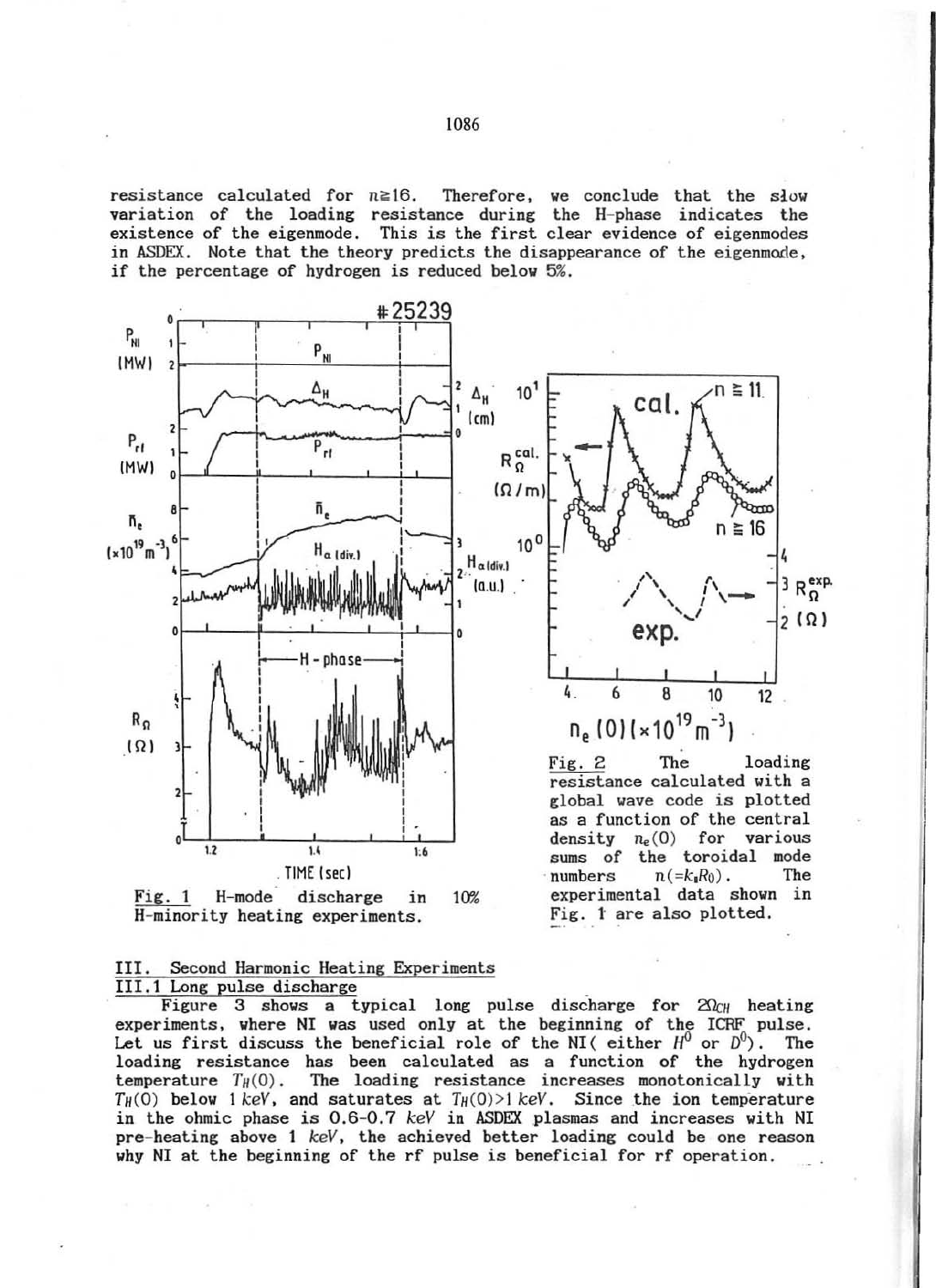resistance calculated for $n \geqq 16$. Therefore, we conclude that the slow variation of the loading resistance during the H-phase indicates the existence of the eigenmode. This is the first clear evidence of eigenmodes in ASDEX. Note that the theory predicts the disappearance of the eigenmode, if the percentage of hydrogen is reduced below 5%.

Fig. 1 H-mode discharge in 10% H-minority heating experiments.

Fig. 2 The loading resistance calculated with a global wave code is plotted as a function of the central density $n_e(0)$ for various sums of the toroidal mode numbers $n(=k_\parallel R_0)$. The experimental data shown in Fig. 1 are also plotted.

## III. Second Harmonic Heating Experiments

### III.1 Long pulse discharge

Figure 3 shows a typical long pulse discharge for $2\Omega_{CH}$ heating experiments, where NI was used only at the beginning of the ICRF pulse. Let us first discuss the beneficial role of the NI( either $H^0$ or $D^0$). The loading resistance has been calculated as a function of the hydrogen temperature $T_H(0)$. The loading resistance increases monotonically with $T_H(0)$ below 1 $keV$, and saturates at $T_H(0)>1$ $keV$. Since the ion temperature in the ohmic phase is 0.6-0.7 $keV$ in ASDEX plasmas and increases with NI pre-heating above 1 $keV$, the achieved better loading could be one reason why NI at the beginning of the rf pulse is beneficial for rf operation.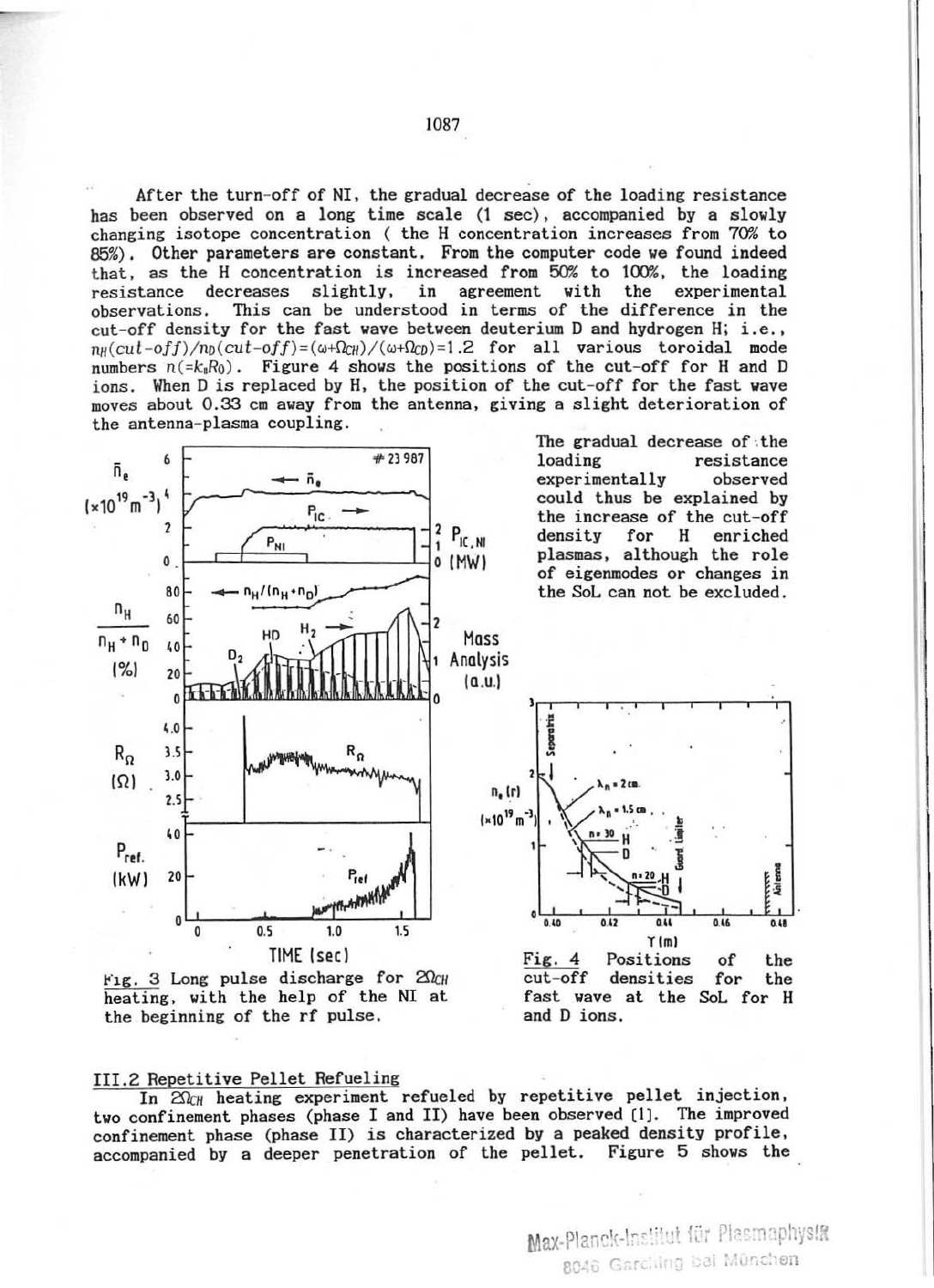After the turn-off of NI, the gradual decrease of the loading resistance has been observed on a long time scale (1 sec), accompanied by a slowly changing isotope concentration ( the H concentration increases from 70% to 85%). Other parameters are constant. From the computer code we found indeed that, as the H concentration is increased from 50% to 100%, the loading resistance decreases slightly, in agreement with the experimental observations. This can be understood in terms of the difference in the cut-off density for the fast wave between deuterium D and hydrogen H; i.e., $n_H(cut\text{-}off)/n_D(cut\text{-}off)=(\omega+\Omega_{CH})/(\omega+\Omega_{CD})=1.2$ for all various toroidal mode numbers $n(=k_{\parallel}R_0)$. Figure 4 shows the positions of the cut-off for H and D ions. When D is replaced by H, the position of the cut-off for the fast wave moves about 0.33 cm away from the antenna, giving a slight deterioration of the antenna-plasma coupling.

The gradual decrease of the loading resistance experimentally observed could thus be explained by the increase of the cut-off density for H enriched plasmas, although the role of eigenmodes or changes in the SoL can not be excluded.

Fig. 3 Long pulse discharge for $2\Omega_{CH}$ heating, with the help of the NI at the beginning of the rf pulse.

Fig. 4 Positions of the cut-off densities for the fast wave at the SoL for H and D ions.

## III.2 Repetitive Pellet Refueling

In $2\Omega_{CH}$ heating experiment refueled by repetitive pellet injection, two confinement phases (phase I and II) have been observed [1]. The improved confinement phase (phase II) is characterized by a peaked density profile, accompanied by a deeper penetration of the pellet. Figure 5 shows the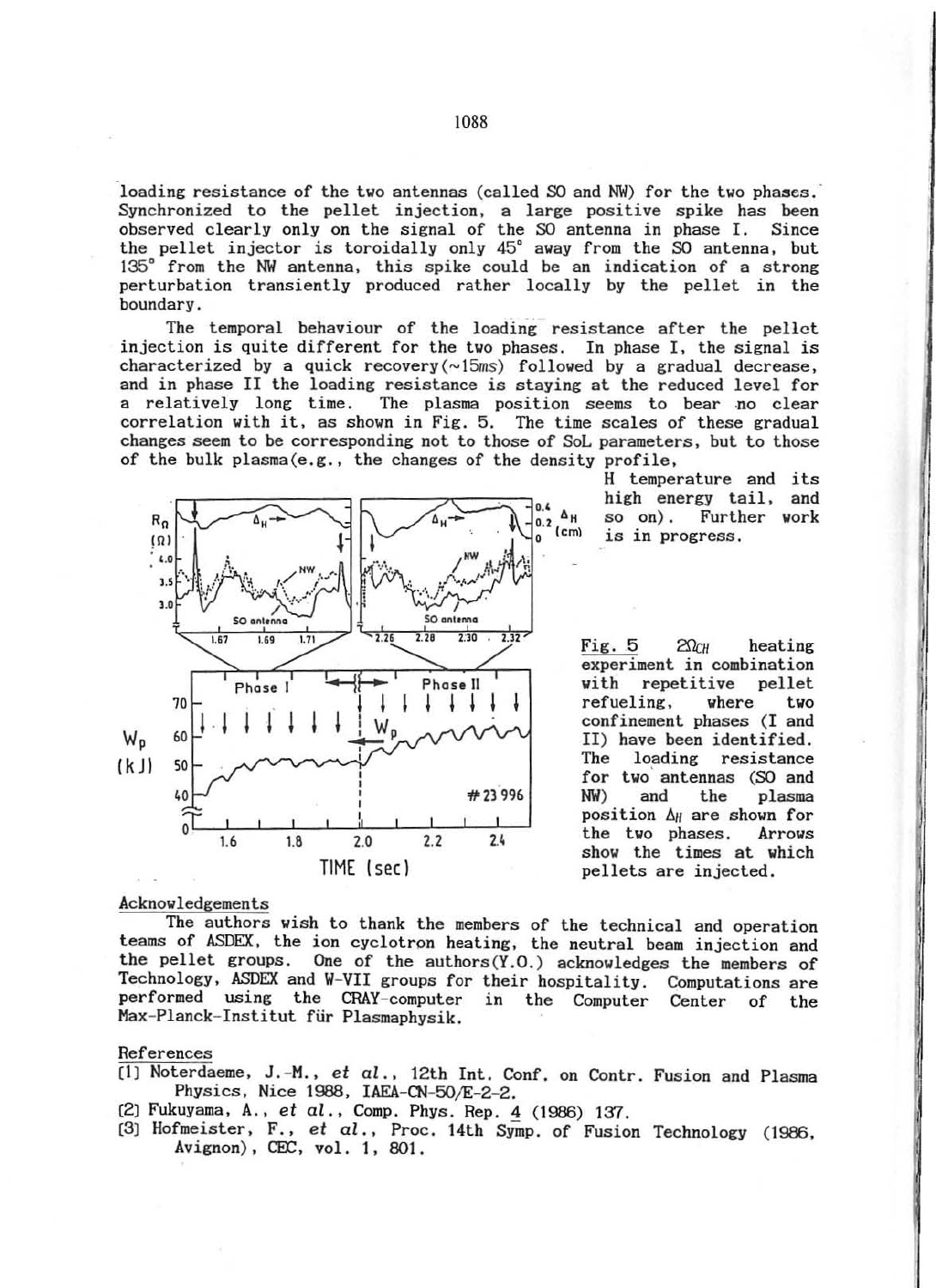loading resistance of the two antennas (called SO and NW) for the two phases. Synchronized to the pellet injection, a large positive spike has been observed clearly only on the signal of the SO antenna in phase I. Since the pellet injector is toroidally only 45° away from the SO antenna, but 135° from the NW antenna, this spike could be an indication of a strong perturbation transiently produced rather locally by the pellet in the boundary.

The temporal behaviour of the loading resistance after the pellet injection is quite different for the two phases. In phase I, the signal is characterized by a quick recovery(~15ms) followed by a gradual decrease, and in phase II the loading resistance is staying at the reduced level for a relatively long time. The plasma position seems to bear no clear correlation with it, as shown in Fig. 5. The time scales of these gradual changes seem to be corresponding not to those of SoL parameters, but to those of the bulk plasma(e.g., the changes of the density profile, H temperature and its high energy tail, and so on). Further work is in progress.

$R_n$ ($\Omega$)
4.0
3.5
3.0
$\Delta_H$
NW
SO antenna
1.67 1.69 1.71
0.4
0.2
0
$\Delta_H$ (cm)
NW
SO antenna
2.26 2.28 2.30 2.32
Phase I
Phase II
$W_p$ (kJ)
70
60
50
40
0
$W_p$
#23 996
1.6 1.8 2.0 2.2 2.4
TIME (sec)

Fig. 5 $2\Omega_{CH}$ heating experiment in combination with repetitive pellet refueling, where two confinement phases (I and II) have been identified. The loading resistance for two antennas (SO and NW) and the plasma position $\Delta_H$ are shown for the two phases. Arrows show the times at which pellets are injected.

## Acknowledgements

The authors wish to thank the members of the technical and operation teams of ASDEX, the ion cyclotron heating, the neutral beam injection and the pellet groups. One of the authors(Y.O.) acknowledges the members of Technology, ASDEX and W-VII groups for their hospitality. Computations are performed using the CRAY-computer in the Computer Center of the Max-Planck-Institut für Plasmaphysik.

## References

[1] Noterdaeme, J.-M., *et al.*, 12th Int. Conf. on Contr. Fusion and Plasma Physics, Nice 1988, IAEA-CN-50/E-2-2.

[2] Fukuyama, A., *et al.*, Comp. Phys. Rep. 4 (1986) 137.

[3] Hofmeister, F., *et al.*, Proc. 14th Symp. of Fusion Technology (1986, Avignon), CEC, vol. 1, 801.